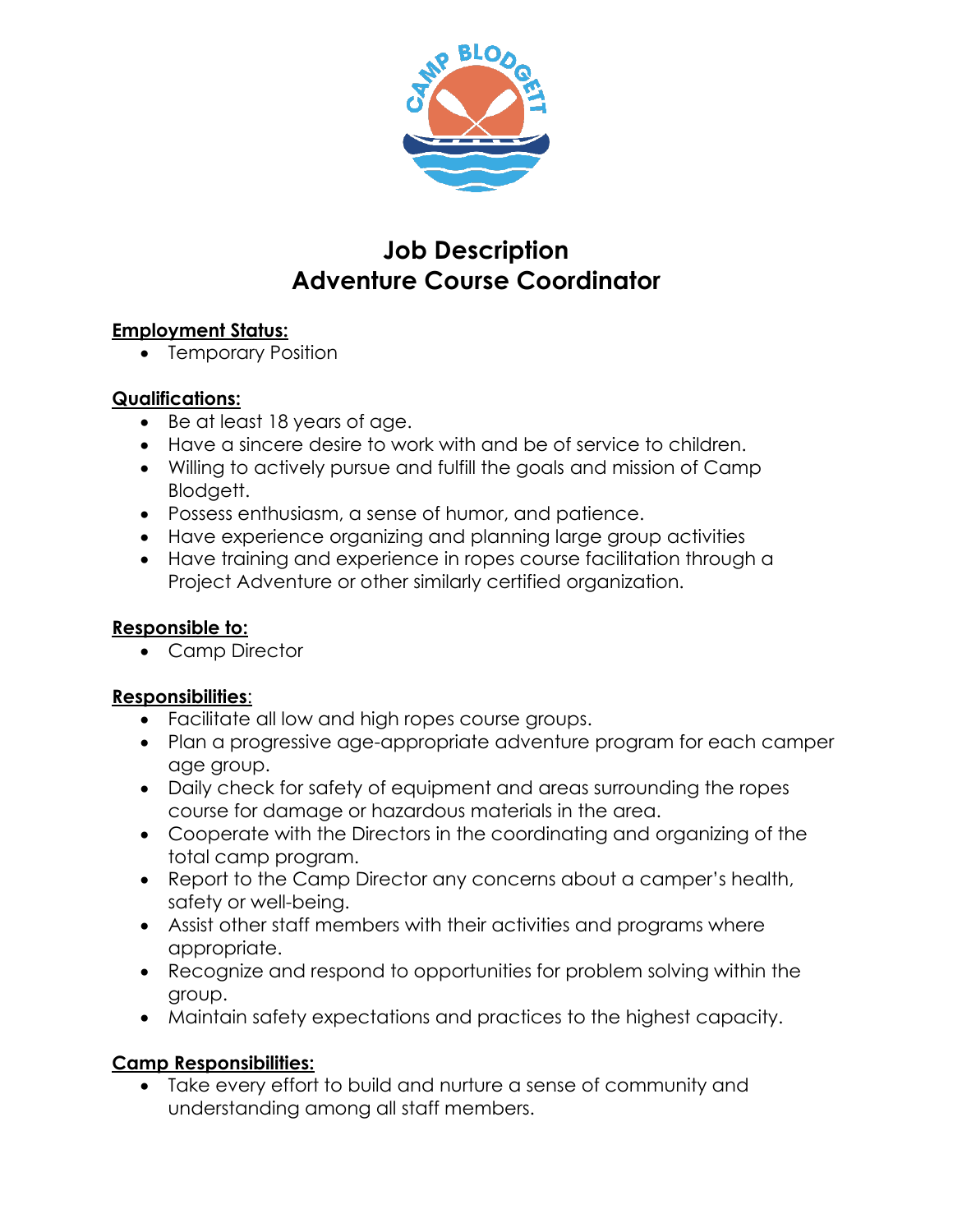# Job Description
# Adventure Course Coordinator

**Employment Status:**

- Temporary Position

**Qualifications:**

- Be at least 18 years of age.
- Have a sincere desire to work with and be of service to children.
- Willing to actively pursue and fulfill the goals and mission of Camp Blodgett.
- Possess enthusiasm, a sense of humor, and patience.
- Have experience organizing and planning large group activities
- Have training and experience in ropes course facilitation through a Project Adventure or other similarly certified organization.

**Responsible to:**

- Camp Director

**Responsibilities:**

- Facilitate all low and high ropes course groups.
- Plan a progressive age-appropriate adventure program for each camper age group.
- Daily check for safety of equipment and areas surrounding the ropes course for damage or hazardous materials in the area.
- Cooperate with the Directors in the coordinating and organizing of the total camp program.
- Report to the Camp Director any concerns about a camper's health, safety or well-being.
- Assist other staff members with their activities and programs where appropriate.
- Recognize and respond to opportunities for problem solving within the group.
- Maintain safety expectations and practices to the highest capacity.

**Camp Responsibilities:**

- Take every effort to build and nurture a sense of community and understanding among all staff members.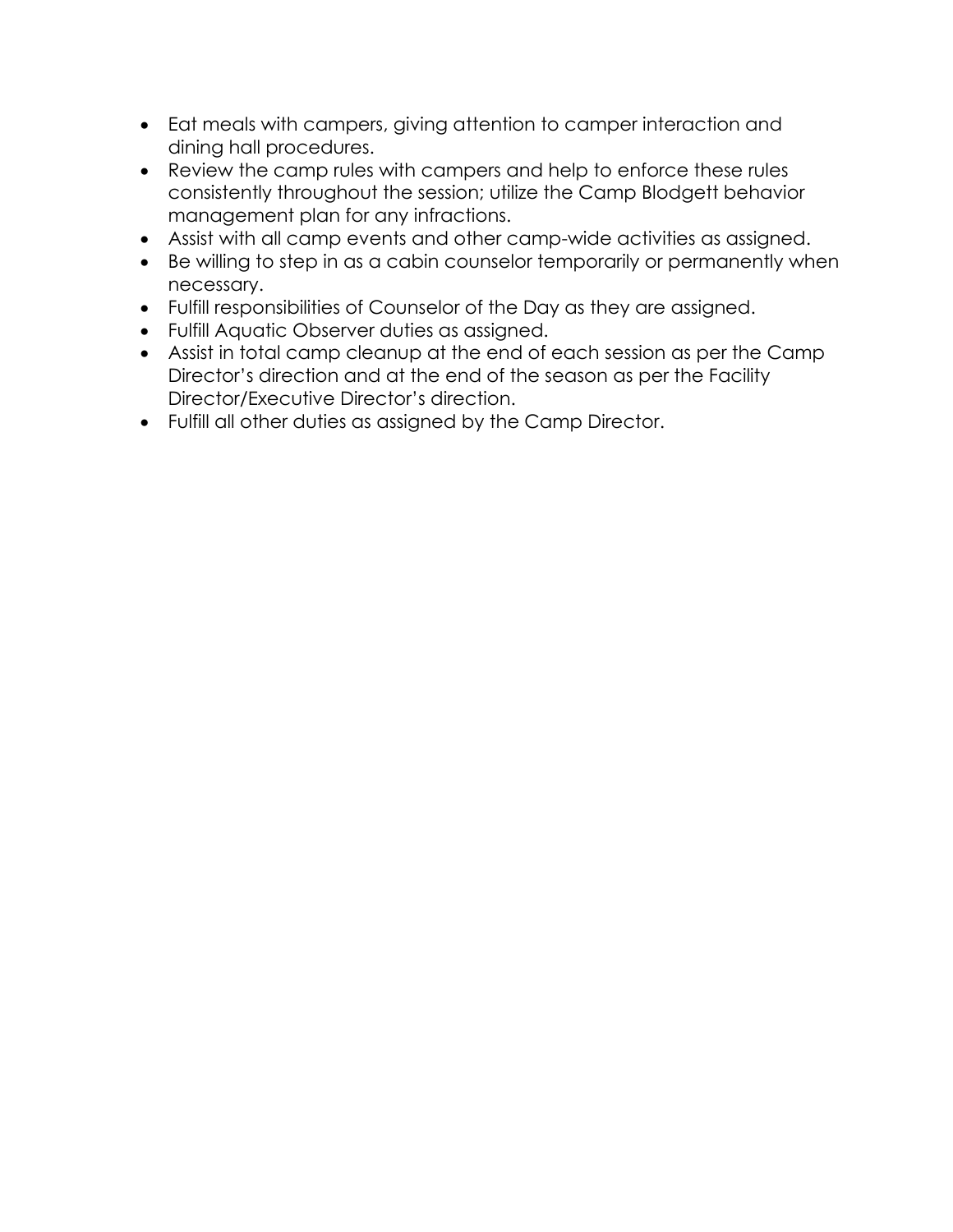- Eat meals with campers, giving attention to camper interaction and dining hall procedures.
- Review the camp rules with campers and help to enforce these rules consistently throughout the session; utilize the Camp Blodgett behavior management plan for any infractions.
- Assist with all camp events and other camp-wide activities as assigned.
- Be willing to step in as a cabin counselor temporarily or permanently when necessary.
- Fulfill responsibilities of Counselor of the Day as they are assigned.
- Fulfill Aquatic Observer duties as assigned.
- Assist in total camp cleanup at the end of each session as per the Camp Director's direction and at the end of the season as per the Facility Director/Executive Director's direction.
- Fulfill all other duties as assigned by the Camp Director.